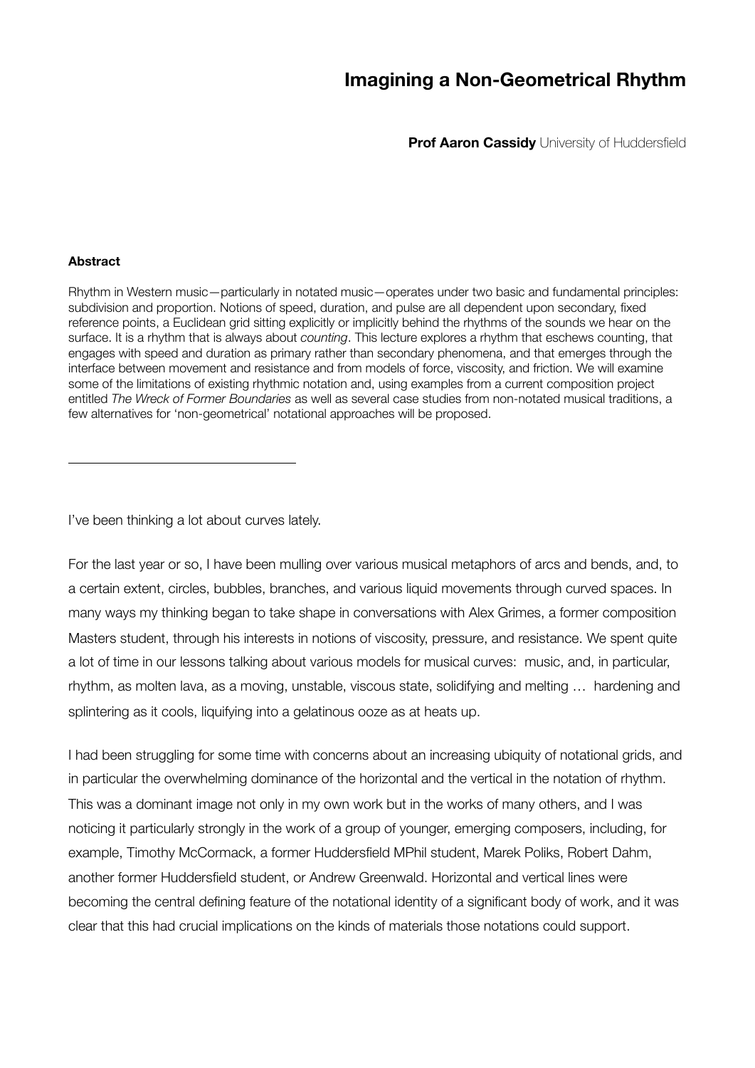# Imagining a Non-Geometrical Rhythm

**Prof Aaron Cassidy** University of Huddersfield

**Abstract**

Rhythm in Western music—particularly in notated music—operates under two basic and fundamental principles: subdivision and proportion. Notions of speed, duration, and pulse are all dependent upon secondary, fixed reference points, a Euclidean grid sitting explicitly or implicitly behind the rhythms of the sounds we hear on the surface. It is a rhythm that is always about *counting*. This lecture explores a rhythm that eschews counting, that engages with speed and duration as primary rather than secondary phenomena, and that emerges through the interface between movement and resistance and from models of force, viscosity, and friction. We will examine some of the limitations of existing rhythmic notation and, using examples from a current composition project entitled *The Wreck of Former Boundaries* as well as several case studies from non-notated musical traditions, a few alternatives for 'non-geometrical' notational approaches will be proposed.

---

I've been thinking a lot about curves lately.

For the last year or so, I have been mulling over various musical metaphors of arcs and bends, and, to a certain extent, circles, bubbles, branches, and various liquid movements through curved spaces. In many ways my thinking began to take shape in conversations with Alex Grimes, a former composition Masters student, through his interests in notions of viscosity, pressure, and resistance. We spent quite a lot of time in our lessons talking about various models for musical curves: music, and, in particular, rhythm, as molten lava, as a moving, unstable, viscous state, solidifying and melting … hardening and splintering as it cools, liquifying into a gelatinous ooze as at heats up.

I had been struggling for some time with concerns about an increasing ubiquity of notational grids, and in particular the overwhelming dominance of the horizontal and the vertical in the notation of rhythm. This was a dominant image not only in my own work but in the works of many others, and I was noticing it particularly strongly in the work of a group of younger, emerging composers, including, for example, Timothy McCormack, a former Huddersfield MPhil student, Marek Poliks, Robert Dahm, another former Huddersfield student, or Andrew Greenwald. Horizontal and vertical lines were becoming the central defining feature of the notational identity of a significant body of work, and it was clear that this had crucial implications on the kinds of materials those notations could support.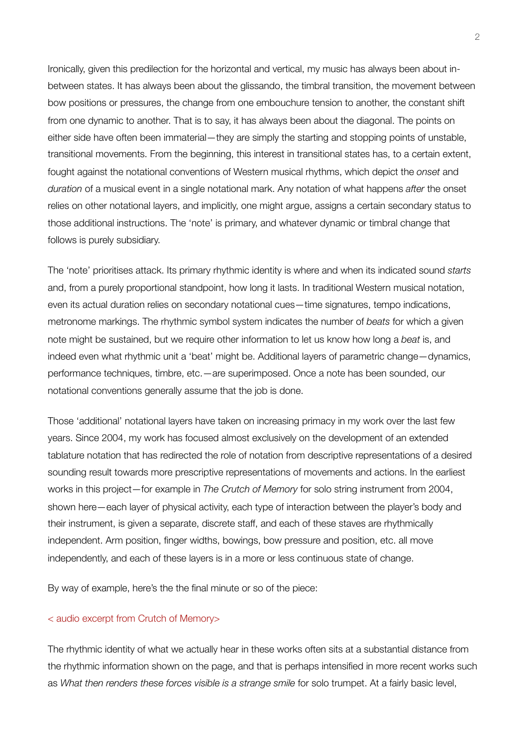Ironically, given this predilection for the horizontal and vertical, my music has always been about in-between states. It has always been about the glissando, the timbral transition, the movement between bow positions or pressures, the change from one embouchure tension to another, the constant shift from one dynamic to another. That is to say, it has always been about the diagonal. The points on either side have often been immaterial—they are simply the starting and stopping points of unstable, transitional movements. From the beginning, this interest in transitional states has, to a certain extent, fought against the notational conventions of Western musical rhythms, which depict the *onset* and *duration* of a musical event in a single notational mark. Any notation of what happens *after* the onset relies on other notational layers, and implicitly, one might argue, assigns a certain secondary status to those additional instructions. The 'note' is primary, and whatever dynamic or timbral change that follows is purely subsidiary.

The 'note' prioritises attack. Its primary rhythmic identity is where and when its indicated sound *starts* and, from a purely proportional standpoint, how long it lasts. In traditional Western musical notation, even its actual duration relies on secondary notational cues—time signatures, tempo indications, metronome markings. The rhythmic symbol system indicates the number of *beats* for which a given note might be sustained, but we require other information to let us know how long a *beat* is, and indeed even what rhythmic unit a 'beat' might be. Additional layers of parametric change—dynamics, performance techniques, timbre, etc.—are superimposed. Once a note has been sounded, our notational conventions generally assume that the job is done.

Those 'additional' notational layers have taken on increasing primacy in my work over the last few years. Since 2004, my work has focused almost exclusively on the development of an extended tablature notation that has redirected the role of notation from descriptive representations of a desired sounding result towards more prescriptive representations of movements and actions. In the earliest works in this project—for example in *The Crutch of Memory* for solo string instrument from 2004, shown here—each layer of physical activity, each type of interaction between the player's body and their instrument, is given a separate, discrete staff, and each of these staves are rhythmically independent. Arm position, finger widths, bowings, bow pressure and position, etc. all move independently, and each of these layers is in a more or less continuous state of change.

By way of example, here's the the final minute or so of the piece:

< audio excerpt from Crutch of Memory>

The rhythmic identity of what we actually hear in these works often sits at a substantial distance from the rhythmic information shown on the page, and that is perhaps intensified in more recent works such as *What then renders these forces visible is a strange smile* for solo trumpet. At a fairly basic level,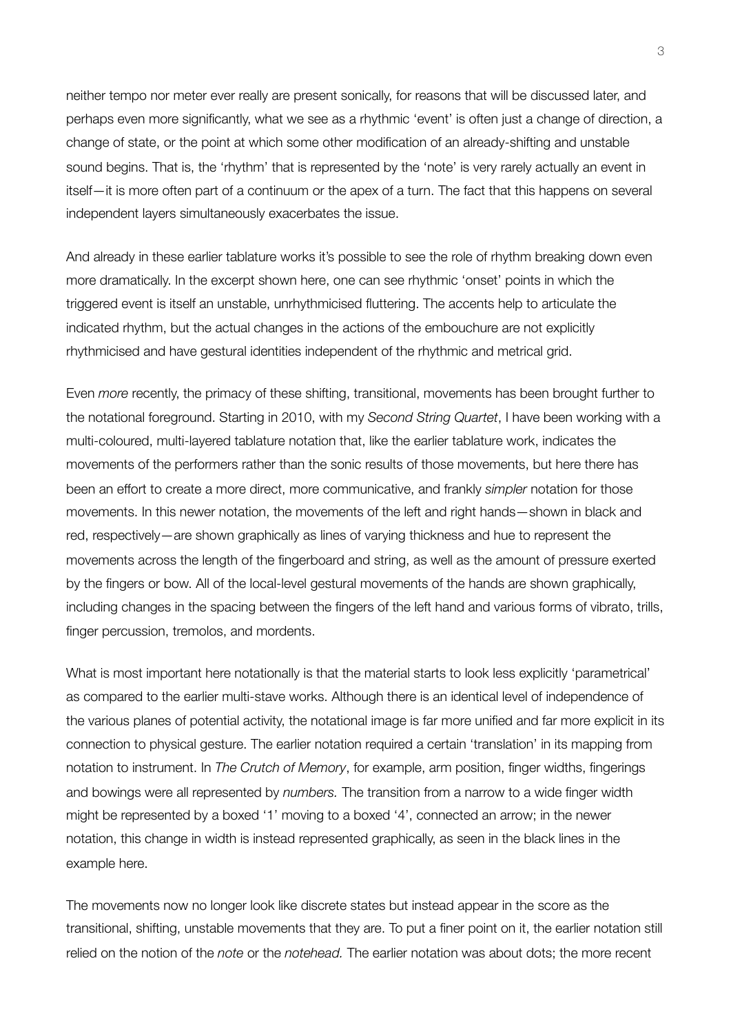neither tempo nor meter ever really are present sonically, for reasons that will be discussed later, and perhaps even more significantly, what we see as a rhythmic 'event' is often just a change of direction, a change of state, or the point at which some other modification of an already-shifting and unstable sound begins. That is, the 'rhythm' that is represented by the 'note' is very rarely actually an event in itself—it is more often part of a continuum or the apex of a turn. The fact that this happens on several independent layers simultaneously exacerbates the issue.

And already in these earlier tablature works it's possible to see the role of rhythm breaking down even more dramatically. In the excerpt shown here, one can see rhythmic 'onset' points in which the triggered event is itself an unstable, unrhythmicised fluttering. The accents help to articulate the indicated rhythm, but the actual changes in the actions of the embouchure are not explicitly rhythmicised and have gestural identities independent of the rhythmic and metrical grid.

Even *more* recently, the primacy of these shifting, transitional, movements has been brought further to the notational foreground. Starting in 2010, with my *Second String Quartet*, I have been working with a multi-coloured, multi-layered tablature notation that, like the earlier tablature work, indicates the movements of the performers rather than the sonic results of those movements, but here there has been an effort to create a more direct, more communicative, and frankly *simpler* notation for those movements. In this newer notation, the movements of the left and right hands—shown in black and red, respectively—are shown graphically as lines of varying thickness and hue to represent the movements across the length of the fingerboard and string, as well as the amount of pressure exerted by the fingers or bow. All of the local-level gestural movements of the hands are shown graphically, including changes in the spacing between the fingers of the left hand and various forms of vibrato, trills, finger percussion, tremolos, and mordents.

What is most important here notationally is that the material starts to look less explicitly 'parametrical' as compared to the earlier multi-stave works. Although there is an identical level of independence of the various planes of potential activity, the notational image is far more unified and far more explicit in its connection to physical gesture. The earlier notation required a certain 'translation' in its mapping from notation to instrument. In *The Crutch of Memory*, for example, arm position, finger widths, fingerings and bowings were all represented by *numbers.* The transition from a narrow to a wide finger width might be represented by a boxed '1' moving to a boxed '4', connected an arrow; in the newer notation, this change in width is instead represented graphically, as seen in the black lines in the example here.

The movements now no longer look like discrete states but instead appear in the score as the transitional, shifting, unstable movements that they are. To put a finer point on it, the earlier notation still relied on the notion of the *note* or the *notehead.* The earlier notation was about dots; the more recent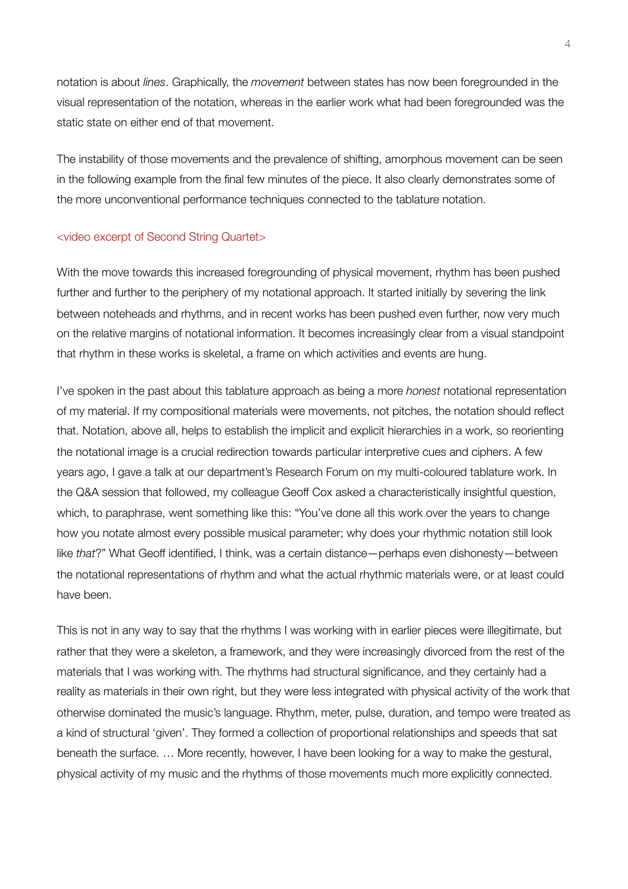notation is about *lines*. Graphically, the *movement* between states has now been foregrounded in the visual representation of the notation, whereas in the earlier work what had been foregrounded was the static state on either end of that movement.

The instability of those movements and the prevalence of shifting, amorphous movement can be seen in the following example from the final few minutes of the piece. It also clearly demonstrates some of the more unconventional performance techniques connected to the tablature notation.

<video excerpt of Second String Quartet>

With the move towards this increased foregrounding of physical movement, rhythm has been pushed further and further to the periphery of my notational approach. It started initially by severing the link between noteheads and rhythms, and in recent works has been pushed even further, now very much on the relative margins of notational information. It becomes increasingly clear from a visual standpoint that rhythm in these works is skeletal, a frame on which activities and events are hung.

I've spoken in the past about this tablature approach as being a more *honest* notational representation of my material. If my compositional materials were movements, not pitches, the notation should reflect that. Notation, above all, helps to establish the implicit and explicit hierarchies in a work, so reorienting the notational image is a crucial redirection towards particular interpretive cues and ciphers. A few years ago, I gave a talk at our department's Research Forum on my multi-coloured tablature work. In the Q&A session that followed, my colleague Geoff Cox asked a characteristically insightful question, which, to paraphrase, went something like this: "You've done all this work over the years to change how you notate almost every possible musical parameter; why does your rhythmic notation still look like *that*?" What Geoff identified, I think, was a certain distance—perhaps even dishonesty—between the notational representations of rhythm and what the actual rhythmic materials were, or at least could have been.

This is not in any way to say that the rhythms I was working with in earlier pieces were illegitimate, but rather that they were a skeleton, a framework, and they were increasingly divorced from the rest of the materials that I was working with. The rhythms had structural significance, and they certainly had a reality as materials in their own right, but they were less integrated with physical activity of the work that otherwise dominated the music's language. Rhythm, meter, pulse, duration, and tempo were treated as a kind of structural 'given'. They formed a collection of proportional relationships and speeds that sat beneath the surface. … More recently, however, I have been looking for a way to make the gestural, physical activity of my music and the rhythms of those movements much more explicitly connected.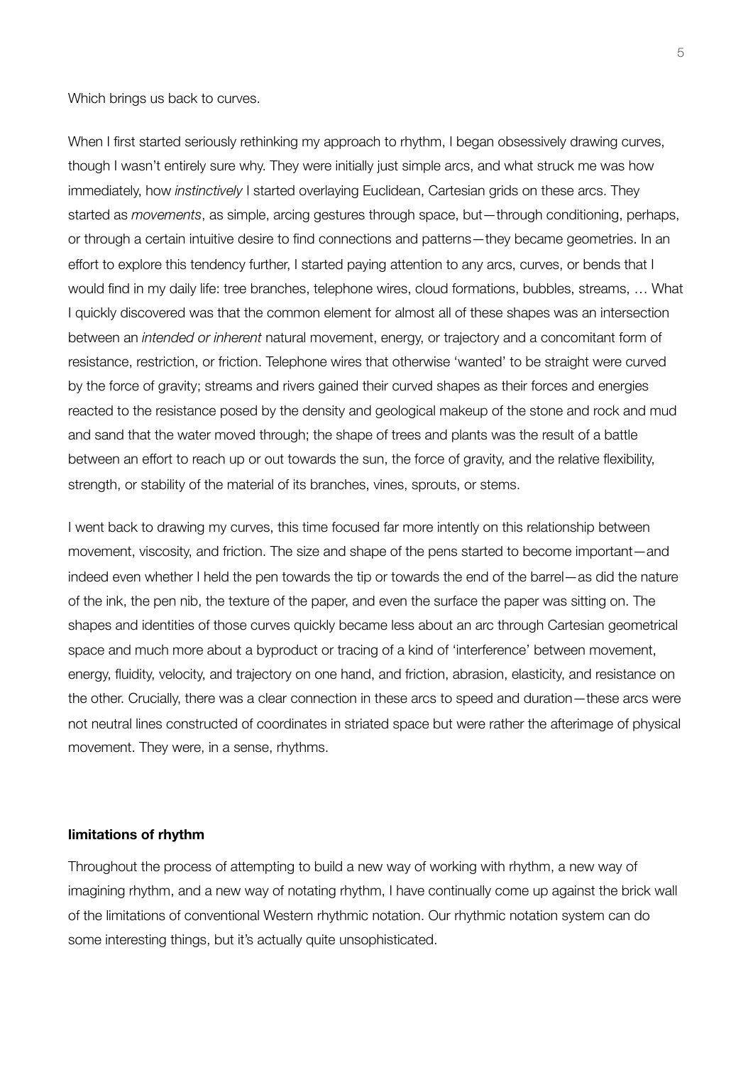Which brings us back to curves.

When I first started seriously rethinking my approach to rhythm, I began obsessively drawing curves, though I wasn't entirely sure why. They were initially just simple arcs, and what struck me was how immediately, how *instinctively* I started overlaying Euclidean, Cartesian grids on these arcs. They started as *movements*, as simple, arcing gestures through space, but—through conditioning, perhaps, or through a certain intuitive desire to find connections and patterns—they became geometries. In an effort to explore this tendency further, I started paying attention to any arcs, curves, or bends that I would find in my daily life: tree branches, telephone wires, cloud formations, bubbles, streams, … What I quickly discovered was that the common element for almost all of these shapes was an intersection between an *intended or inherent* natural movement, energy, or trajectory and a concomitant form of resistance, restriction, or friction. Telephone wires that otherwise 'wanted' to be straight were curved by the force of gravity; streams and rivers gained their curved shapes as their forces and energies reacted to the resistance posed by the density and geological makeup of the stone and rock and mud and sand that the water moved through; the shape of trees and plants was the result of a battle between an effort to reach up or out towards the sun, the force of gravity, and the relative flexibility, strength, or stability of the material of its branches, vines, sprouts, or stems.

I went back to drawing my curves, this time focused far more intently on this relationship between movement, viscosity, and friction. The size and shape of the pens started to become important—and indeed even whether I held the pen towards the tip or towards the end of the barrel—as did the nature of the ink, the pen nib, the texture of the paper, and even the surface the paper was sitting on. The shapes and identities of those curves quickly became less about an arc through Cartesian geometrical space and much more about a byproduct or tracing of a kind of 'interference' between movement, energy, fluidity, velocity, and trajectory on one hand, and friction, abrasion, elasticity, and resistance on the other. Crucially, there was a clear connection in these arcs to speed and duration—these arcs were not neutral lines constructed of coordinates in striated space but were rather the afterimage of physical movement. They were, in a sense, rhythms.

**limitations of rhythm**

Throughout the process of attempting to build a new way of working with rhythm, a new way of imagining rhythm, and a new way of notating rhythm, I have continually come up against the brick wall of the limitations of conventional Western rhythmic notation. Our rhythmic notation system can do some interesting things, but it's actually quite unsophisticated.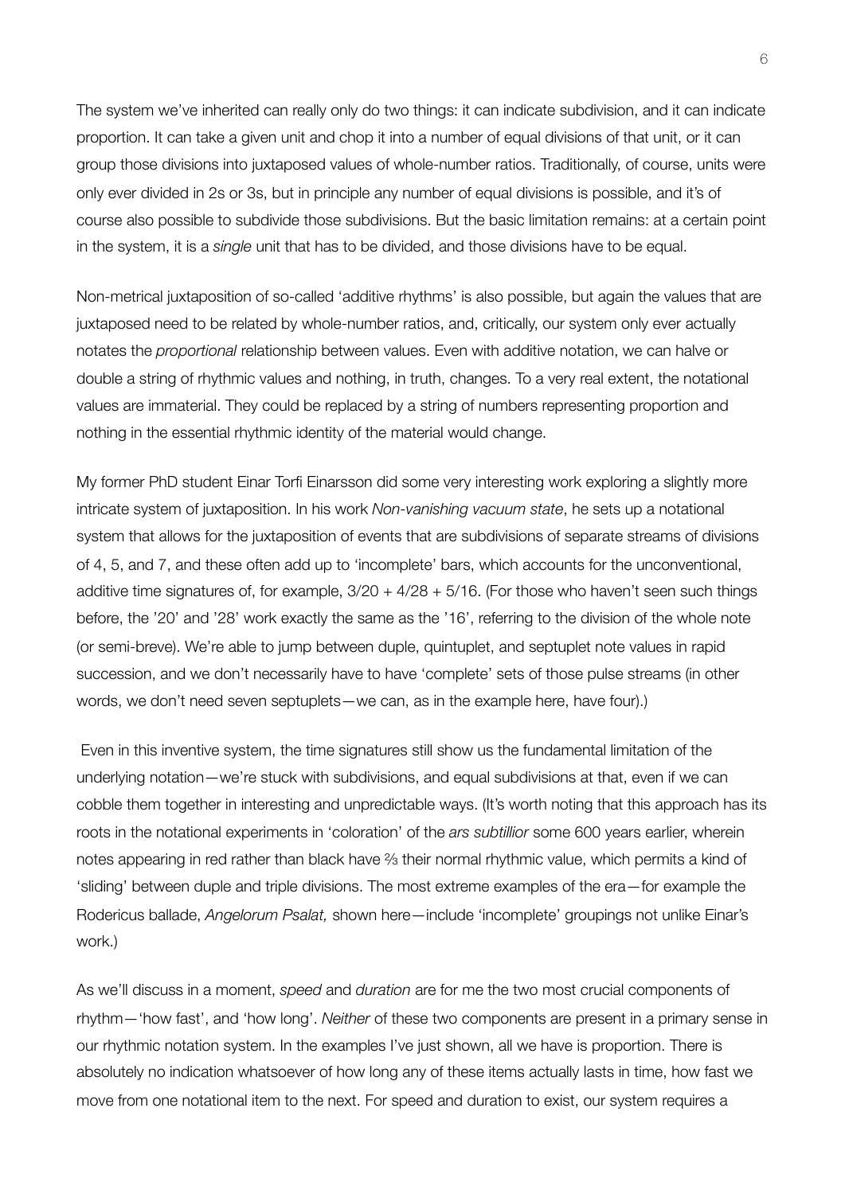The system we've inherited can really only do two things: it can indicate subdivision, and it can indicate proportion. It can take a given unit and chop it into a number of equal divisions of that unit, or it can group those divisions into juxtaposed values of whole-number ratios. Traditionally, of course, units were only ever divided in 2s or 3s, but in principle any number of equal divisions is possible, and it's of course also possible to subdivide those subdivisions. But the basic limitation remains: at a certain point in the system, it is a *single* unit that has to be divided, and those divisions have to be equal.

Non-metrical juxtaposition of so-called 'additive rhythms' is also possible, but again the values that are juxtaposed need to be related by whole-number ratios, and, critically, our system only ever actually notates the *proportional* relationship between values. Even with additive notation, we can halve or double a string of rhythmic values and nothing, in truth, changes. To a very real extent, the notational values are immaterial. They could be replaced by a string of numbers representing proportion and nothing in the essential rhythmic identity of the material would change.

My former PhD student Einar Torfi Einarsson did some very interesting work exploring a slightly more intricate system of juxtaposition. In his work *Non-vanishing vacuum state*, he sets up a notational system that allows for the juxtaposition of events that are subdivisions of separate streams of divisions of 4, 5, and 7, and these often add up to 'incomplete' bars, which accounts for the unconventional, additive time signatures of, for example, 3/20 + 4/28 + 5/16. (For those who haven't seen such things before, the '20' and '28' work exactly the same as the '16', referring to the division of the whole note (or semi-breve). We're able to jump between duple, quintuplet, and septuplet note values in rapid succession, and we don't necessarily have to have 'complete' sets of those pulse streams (in other words, we don't need seven septuplets—we can, as in the example here, have four).)

Even in this inventive system, the time signatures still show us the fundamental limitation of the underlying notation—we're stuck with subdivisions, and equal subdivisions at that, even if we can cobble them together in interesting and unpredictable ways. (It's worth noting that this approach has its roots in the notational experiments in 'coloration' of the *ars subtillior* some 600 years earlier, wherein notes appearing in red rather than black have ⅔ their normal rhythmic value, which permits a kind of 'sliding' between duple and triple divisions. The most extreme examples of the era—for example the Rodericus ballade, *Angelorum Psalat,* shown here—include 'incomplete' groupings not unlike Einar's work.)

As we'll discuss in a moment, *speed* and *duration* are for me the two most crucial components of rhythm—'how fast', and 'how long'. *Neither* of these two components are present in a primary sense in our rhythmic notation system. In the examples I've just shown, all we have is proportion. There is absolutely no indication whatsoever of how long any of these items actually lasts in time, how fast we move from one notational item to the next. For speed and duration to exist, our system requires a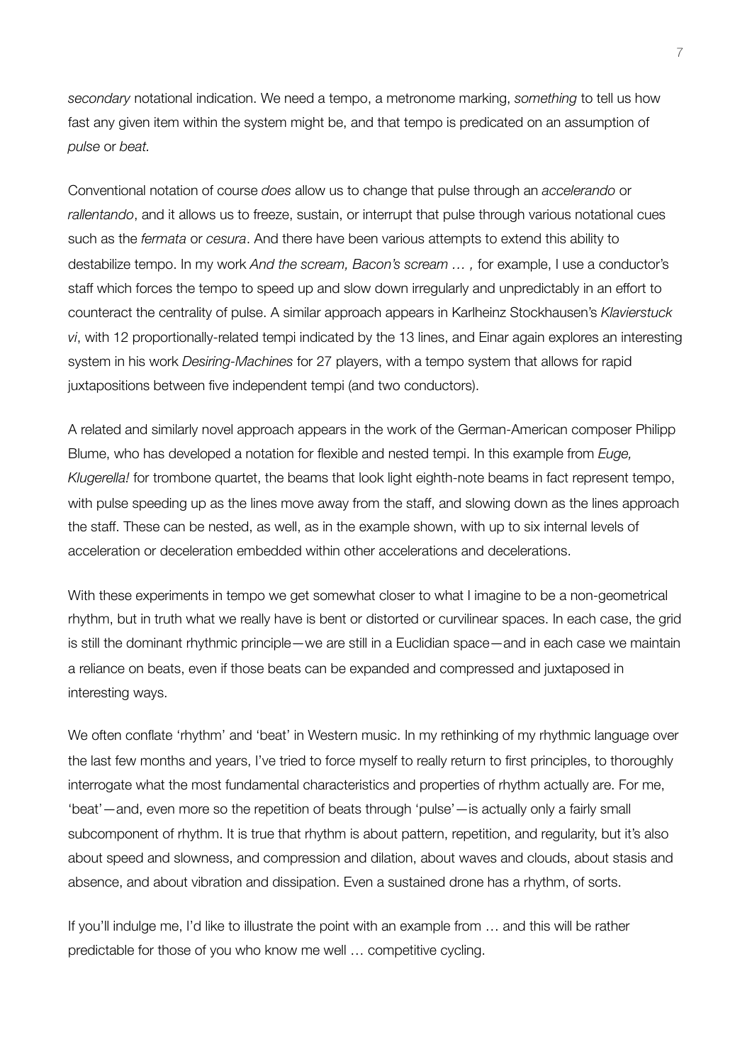*secondary* notational indication. We need a tempo, a metronome marking, *something* to tell us how fast any given item within the system might be, and that tempo is predicated on an assumption of *pulse* or *beat.*

Conventional notation of course *does* allow us to change that pulse through an *accelerando* or *rallentando*, and it allows us to freeze, sustain, or interrupt that pulse through various notational cues such as the *fermata* or *cesura*. And there have been various attempts to extend this ability to destabilize tempo. In my work *And the scream, Bacon's scream … ,* for example, I use a conductor's staff which forces the tempo to speed up and slow down irregularly and unpredictably in an effort to counteract the centrality of pulse. A similar approach appears in Karlheinz Stockhausen's *Klavierstuck vi*, with 12 proportionally-related tempi indicated by the 13 lines, and Einar again explores an interesting system in his work *Desiring-Machines* for 27 players, with a tempo system that allows for rapid juxtapositions between five independent tempi (and two conductors).

A related and similarly novel approach appears in the work of the German-American composer Philipp Blume, who has developed a notation for flexible and nested tempi. In this example from *Euge, Klugerella!* for trombone quartet, the beams that look light eighth-note beams in fact represent tempo, with pulse speeding up as the lines move away from the staff, and slowing down as the lines approach the staff. These can be nested, as well, as in the example shown, with up to six internal levels of acceleration or deceleration embedded within other accelerations and decelerations.

With these experiments in tempo we get somewhat closer to what I imagine to be a non-geometrical rhythm, but in truth what we really have is bent or distorted or curvilinear spaces. In each case, the grid is still the dominant rhythmic principle—we are still in a Euclidian space—and in each case we maintain a reliance on beats, even if those beats can be expanded and compressed and juxtaposed in interesting ways.

We often conflate 'rhythm' and 'beat' in Western music. In my rethinking of my rhythmic language over the last few months and years, I've tried to force myself to really return to first principles, to thoroughly interrogate what the most fundamental characteristics and properties of rhythm actually are. For me, 'beat'—and, even more so the repetition of beats through 'pulse'—is actually only a fairly small subcomponent of rhythm. It is true that rhythm is about pattern, repetition, and regularity, but it's also about speed and slowness, and compression and dilation, about waves and clouds, about stasis and absence, and about vibration and dissipation. Even a sustained drone has a rhythm, of sorts.

If you'll indulge me, I'd like to illustrate the point with an example from … and this will be rather predictable for those of you who know me well … competitive cycling.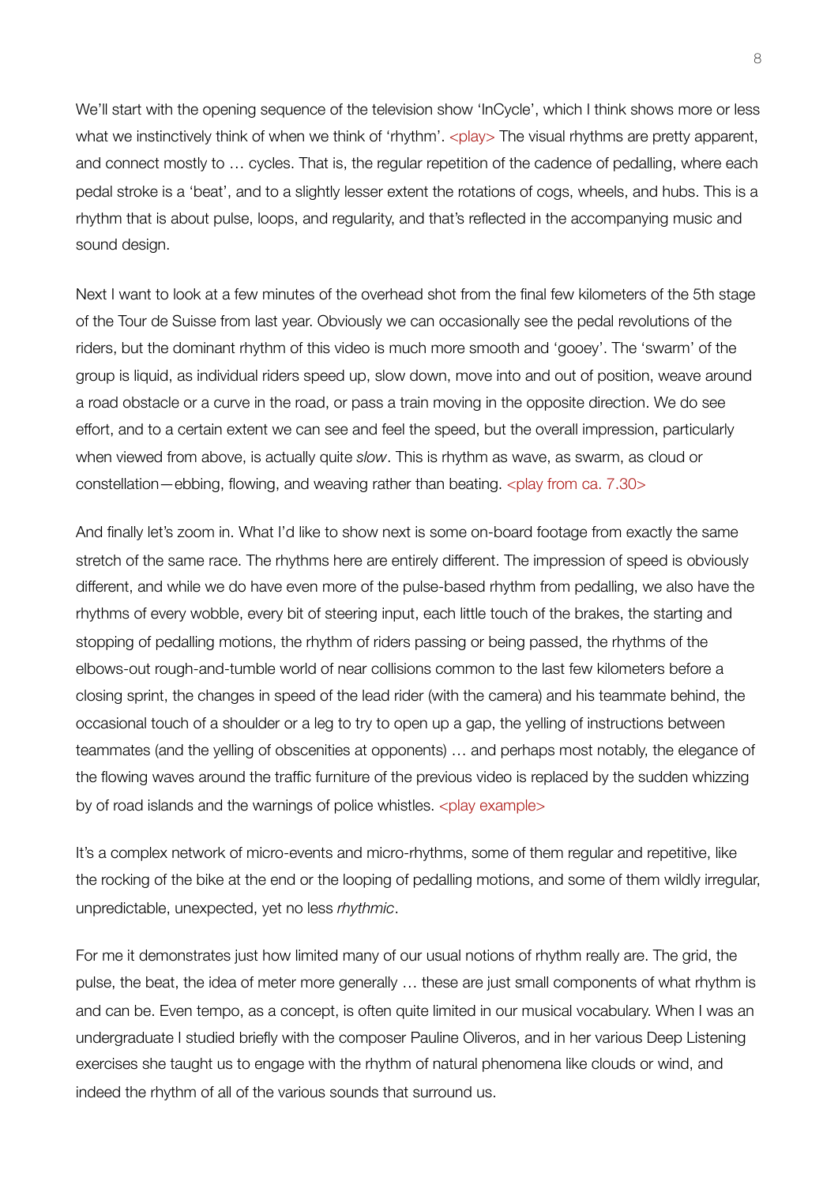We'll start with the opening sequence of the television show 'InCycle', which I think shows more or less what we instinctively think of when we think of 'rhythm'. <play> The visual rhythms are pretty apparent, and connect mostly to … cycles. That is, the regular repetition of the cadence of pedalling, where each pedal stroke is a 'beat', and to a slightly lesser extent the rotations of cogs, wheels, and hubs. This is a rhythm that is about pulse, loops, and regularity, and that's reflected in the accompanying music and sound design.

Next I want to look at a few minutes of the overhead shot from the final few kilometers of the 5th stage of the Tour de Suisse from last year. Obviously we can occasionally see the pedal revolutions of the riders, but the dominant rhythm of this video is much more smooth and 'gooey'. The 'swarm' of the group is liquid, as individual riders speed up, slow down, move into and out of position, weave around a road obstacle or a curve in the road, or pass a train moving in the opposite direction. We do see effort, and to a certain extent we can see and feel the speed, but the overall impression, particularly when viewed from above, is actually quite *slow*. This is rhythm as wave, as swarm, as cloud or constellation—ebbing, flowing, and weaving rather than beating. <play from ca. 7.30>

And finally let's zoom in. What I'd like to show next is some on-board footage from exactly the same stretch of the same race. The rhythms here are entirely different. The impression of speed is obviously different, and while we do have even more of the pulse-based rhythm from pedalling, we also have the rhythms of every wobble, every bit of steering input, each little touch of the brakes, the starting and stopping of pedalling motions, the rhythm of riders passing or being passed, the rhythms of the elbows-out rough-and-tumble world of near collisions common to the last few kilometers before a closing sprint, the changes in speed of the lead rider (with the camera) and his teammate behind, the occasional touch of a shoulder or a leg to try to open up a gap, the yelling of instructions between teammates (and the yelling of obscenities at opponents) … and perhaps most notably, the elegance of the flowing waves around the traffic furniture of the previous video is replaced by the sudden whizzing by of road islands and the warnings of police whistles. <play example>

It's a complex network of micro-events and micro-rhythms, some of them regular and repetitive, like the rocking of the bike at the end or the looping of pedalling motions, and some of them wildly irregular, unpredictable, unexpected, yet no less *rhythmic*.

For me it demonstrates just how limited many of our usual notions of rhythm really are. The grid, the pulse, the beat, the idea of meter more generally … these are just small components of what rhythm is and can be. Even tempo, as a concept, is often quite limited in our musical vocabulary. When I was an undergraduate I studied briefly with the composer Pauline Oliveros, and in her various Deep Listening exercises she taught us to engage with the rhythm of natural phenomena like clouds or wind, and indeed the rhythm of all of the various sounds that surround us.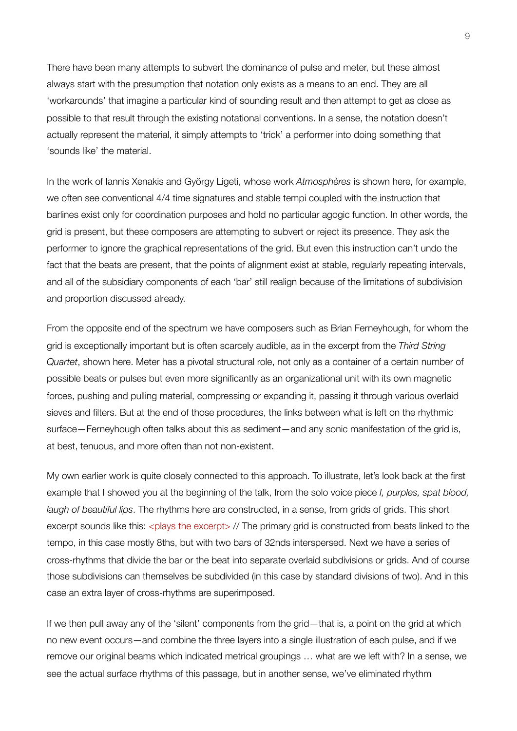There have been many attempts to subvert the dominance of pulse and meter, but these almost always start with the presumption that notation only exists as a means to an end. They are all 'workarounds' that imagine a particular kind of sounding result and then attempt to get as close as possible to that result through the existing notational conventions. In a sense, the notation doesn't actually represent the material, it simply attempts to 'trick' a performer into doing something that 'sounds like' the material.

In the work of Iannis Xenakis and György Ligeti, whose work *Atmosphères* is shown here, for example, we often see conventional 4/4 time signatures and stable tempi coupled with the instruction that barlines exist only for coordination purposes and hold no particular agogic function. In other words, the grid is present, but these composers are attempting to subvert or reject its presence. They ask the performer to ignore the graphical representations of the grid. But even this instruction can't undo the fact that the beats are present, that the points of alignment exist at stable, regularly repeating intervals, and all of the subsidiary components of each 'bar' still realign because of the limitations of subdivision and proportion discussed already.

From the opposite end of the spectrum we have composers such as Brian Ferneyhough, for whom the grid is exceptionally important but is often scarcely audible, as in the excerpt from the *Third String Quartet*, shown here. Meter has a pivotal structural role, not only as a container of a certain number of possible beats or pulses but even more significantly as an organizational unit with its own magnetic forces, pushing and pulling material, compressing or expanding it, passing it through various overlaid sieves and filters. But at the end of those procedures, the links between what is left on the rhythmic surface—Ferneyhough often talks about this as sediment—and any sonic manifestation of the grid is, at best, tenuous, and more often than not non-existent.

My own earlier work is quite closely connected to this approach. To illustrate, let's look back at the first example that I showed you at the beginning of the talk, from the solo voice piece *I, purples, spat blood, laugh of beautiful lips*. The rhythms here are constructed, in a sense, from grids of grids. This short excerpt sounds like this: <plays the excerpt> // The primary grid is constructed from beats linked to the tempo, in this case mostly 8ths, but with two bars of 32nds interspersed. Next we have a series of cross-rhythms that divide the bar or the beat into separate overlaid subdivisions or grids. And of course those subdivisions can themselves be subdivided (in this case by standard divisions of two). And in this case an extra layer of cross-rhythms are superimposed.

If we then pull away any of the 'silent' components from the grid—that is, a point on the grid at which no new event occurs—and combine the three layers into a single illustration of each pulse, and if we remove our original beams which indicated metrical groupings … what are we left with? In a sense, we see the actual surface rhythms of this passage, but in another sense, we've eliminated rhythm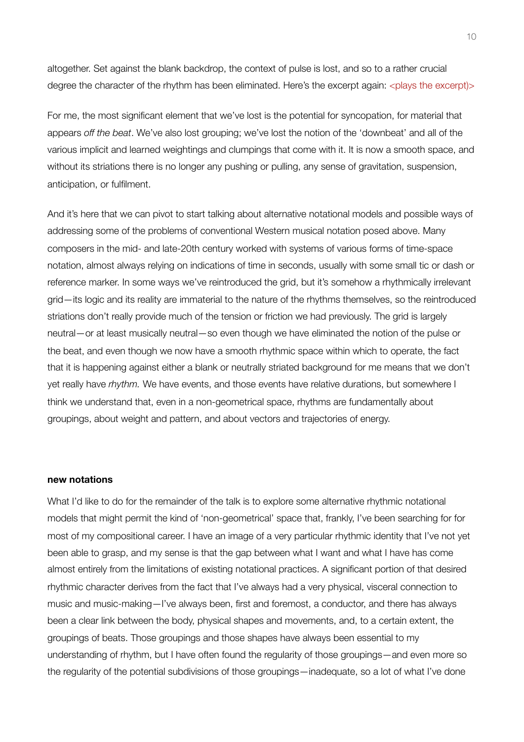altogether. Set against the blank backdrop, the context of pulse is lost, and so to a rather crucial degree the character of the rhythm has been eliminated. Here's the excerpt again: <plays the excerpt)>

For me, the most significant element that we've lost is the potential for syncopation, for material that appears *off the beat*. We've also lost grouping; we've lost the notion of the 'downbeat' and all of the various implicit and learned weightings and clumpings that come with it. It is now a smooth space, and without its striations there is no longer any pushing or pulling, any sense of gravitation, suspension, anticipation, or fulfilment.

And it's here that we can pivot to start talking about alternative notational models and possible ways of addressing some of the problems of conventional Western musical notation posed above. Many composers in the mid- and late-20th century worked with systems of various forms of time-space notation, almost always relying on indications of time in seconds, usually with some small tic or dash or reference marker. In some ways we've reintroduced the grid, but it's somehow a rhythmically irrelevant grid—its logic and its reality are immaterial to the nature of the rhythms themselves, so the reintroduced striations don't really provide much of the tension or friction we had previously. The grid is largely neutral—or at least musically neutral—so even though we have eliminated the notion of the pulse or the beat, and even though we now have a smooth rhythmic space within which to operate, the fact that it is happening against either a blank or neutrally striated background for me means that we don't yet really have *rhythm.* We have events, and those events have relative durations, but somewhere I think we understand that, even in a non-geometrical space, rhythms are fundamentally about groupings, about weight and pattern, and about vectors and trajectories of energy.

**new notations**

What I'd like to do for the remainder of the talk is to explore some alternative rhythmic notational models that might permit the kind of 'non-geometrical' space that, frankly, I've been searching for for most of my compositional career. I have an image of a very particular rhythmic identity that I've not yet been able to grasp, and my sense is that the gap between what I want and what I have has come almost entirely from the limitations of existing notational practices. A significant portion of that desired rhythmic character derives from the fact that I've always had a very physical, visceral connection to music and music-making—I've always been, first and foremost, a conductor, and there has always been a clear link between the body, physical shapes and movements, and, to a certain extent, the groupings of beats. Those groupings and those shapes have always been essential to my understanding of rhythm, but I have often found the regularity of those groupings—and even more so the regularity of the potential subdivisions of those groupings—inadequate, so a lot of what I've done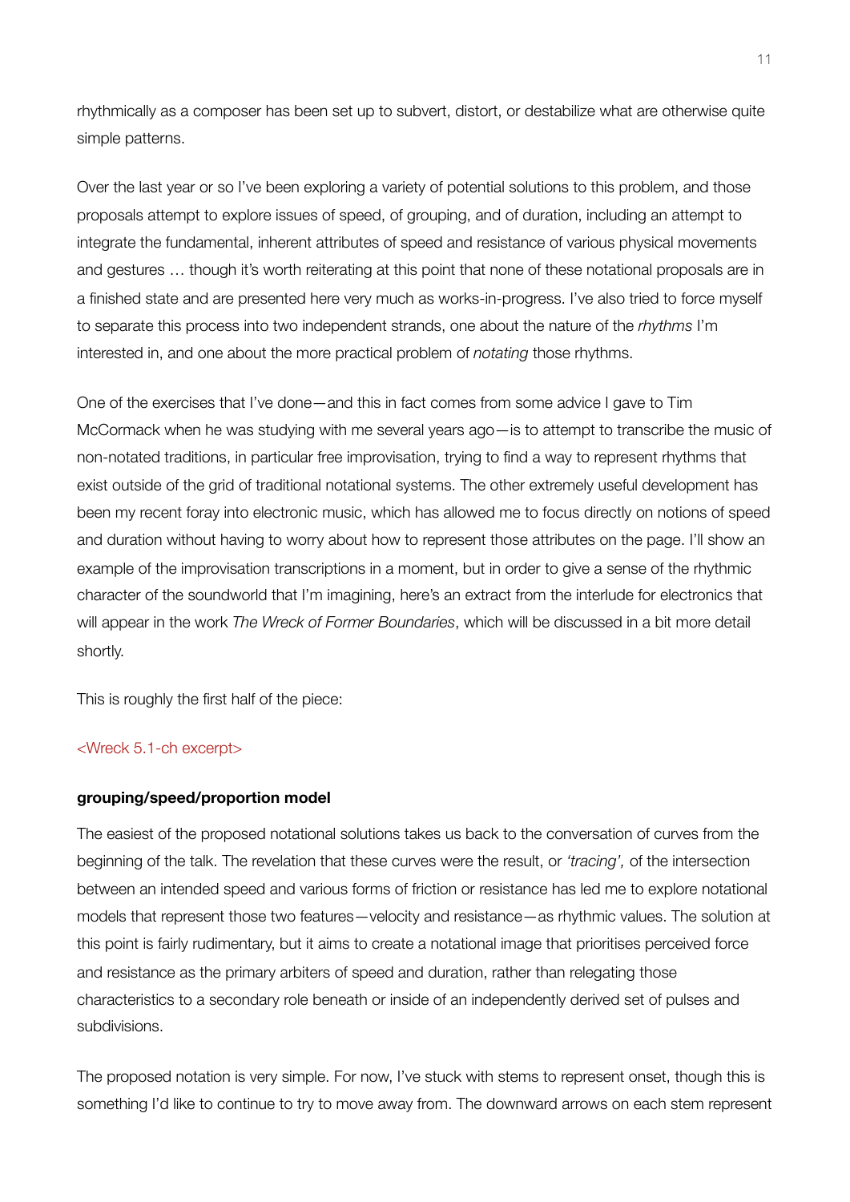rhythmically as a composer has been set up to subvert, distort, or destabilize what are otherwise quite simple patterns.

Over the last year or so I've been exploring a variety of potential solutions to this problem, and those proposals attempt to explore issues of speed, of grouping, and of duration, including an attempt to integrate the fundamental, inherent attributes of speed and resistance of various physical movements and gestures … though it's worth reiterating at this point that none of these notational proposals are in a finished state and are presented here very much as works-in-progress. I've also tried to force myself to separate this process into two independent strands, one about the nature of the *rhythms* I'm interested in, and one about the more practical problem of *notating* those rhythms.

One of the exercises that I've done—and this in fact comes from some advice I gave to Tim McCormack when he was studying with me several years ago—is to attempt to transcribe the music of non-notated traditions, in particular free improvisation, trying to find a way to represent rhythms that exist outside of the grid of traditional notational systems. The other extremely useful development has been my recent foray into electronic music, which has allowed me to focus directly on notions of speed and duration without having to worry about how to represent those attributes on the page. I'll show an example of the improvisation transcriptions in a moment, but in order to give a sense of the rhythmic character of the soundworld that I'm imagining, here's an extract from the interlude for electronics that will appear in the work *The Wreck of Former Boundaries*, which will be discussed in a bit more detail shortly.

This is roughly the first half of the piece:

<Wreck 5.1-ch excerpt>

**grouping/speed/proportion model**

The easiest of the proposed notational solutions takes us back to the conversation of curves from the beginning of the talk. The revelation that these curves were the result, or *'tracing',* of the intersection between an intended speed and various forms of friction or resistance has led me to explore notational models that represent those two features—velocity and resistance—as rhythmic values. The solution at this point is fairly rudimentary, but it aims to create a notational image that prioritises perceived force and resistance as the primary arbiters of speed and duration, rather than relegating those characteristics to a secondary role beneath or inside of an independently derived set of pulses and subdivisions.

The proposed notation is very simple. For now, I've stuck with stems to represent onset, though this is something I'd like to continue to try to move away from. The downward arrows on each stem represent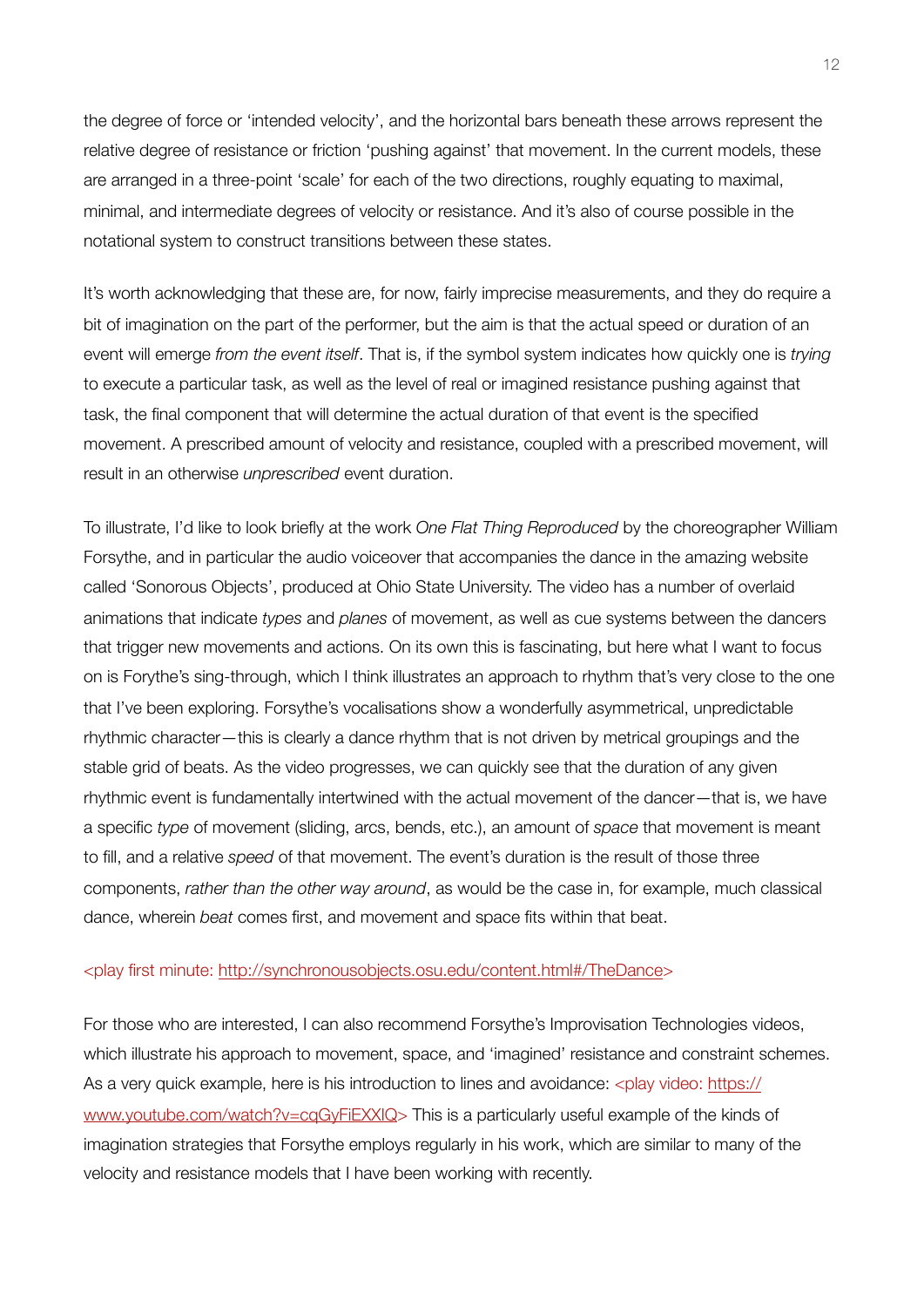the degree of force or 'intended velocity', and the horizontal bars beneath these arrows represent the relative degree of resistance or friction 'pushing against' that movement. In the current models, these are arranged in a three-point 'scale' for each of the two directions, roughly equating to maximal, minimal, and intermediate degrees of velocity or resistance. And it's also of course possible in the notational system to construct transitions between these states.

It's worth acknowledging that these are, for now, fairly imprecise measurements, and they do require a bit of imagination on the part of the performer, but the aim is that the actual speed or duration of an event will emerge *from the event itself*. That is, if the symbol system indicates how quickly one is *trying* to execute a particular task, as well as the level of real or imagined resistance pushing against that task, the final component that will determine the actual duration of that event is the specified movement. A prescribed amount of velocity and resistance, coupled with a prescribed movement, will result in an otherwise *unprescribed* event duration.

To illustrate, I'd like to look briefly at the work *One Flat Thing Reproduced* by the choreographer William Forsythe, and in particular the audio voiceover that accompanies the dance in the amazing website called 'Sonorous Objects', produced at Ohio State University. The video has a number of overlaid animations that indicate *types* and *planes* of movement, as well as cue systems between the dancers that trigger new movements and actions. On its own this is fascinating, but here what I want to focus on is Forythe's sing-through, which I think illustrates an approach to rhythm that's very close to the one that I've been exploring. Forsythe's vocalisations show a wonderfully asymmetrical, unpredictable rhythmic character—this is clearly a dance rhythm that is not driven by metrical groupings and the stable grid of beats. As the video progresses, we can quickly see that the duration of any given rhythmic event is fundamentally intertwined with the actual movement of the dancer—that is, we have a specific *type* of movement (sliding, arcs, bends, etc.), an amount of *space* that movement is meant to fill, and a relative *speed* of that movement. The event's duration is the result of those three components, *rather than the other way around*, as would be the case in, for example, much classical dance, wherein *beat* comes first, and movement and space fits within that beat.

<play first minute: http://synchronousobjects.osu.edu/content.html#/TheDance>

For those who are interested, I can also recommend Forsythe's Improvisation Technologies videos, which illustrate his approach to movement, space, and 'imagined' resistance and constraint schemes. As a very quick example, here is his introduction to lines and avoidance: <play video: https://www.youtube.com/watch?v=cqGyFiEXXIQ> This is a particularly useful example of the kinds of imagination strategies that Forsythe employs regularly in his work, which are similar to many of the velocity and resistance models that I have been working with recently.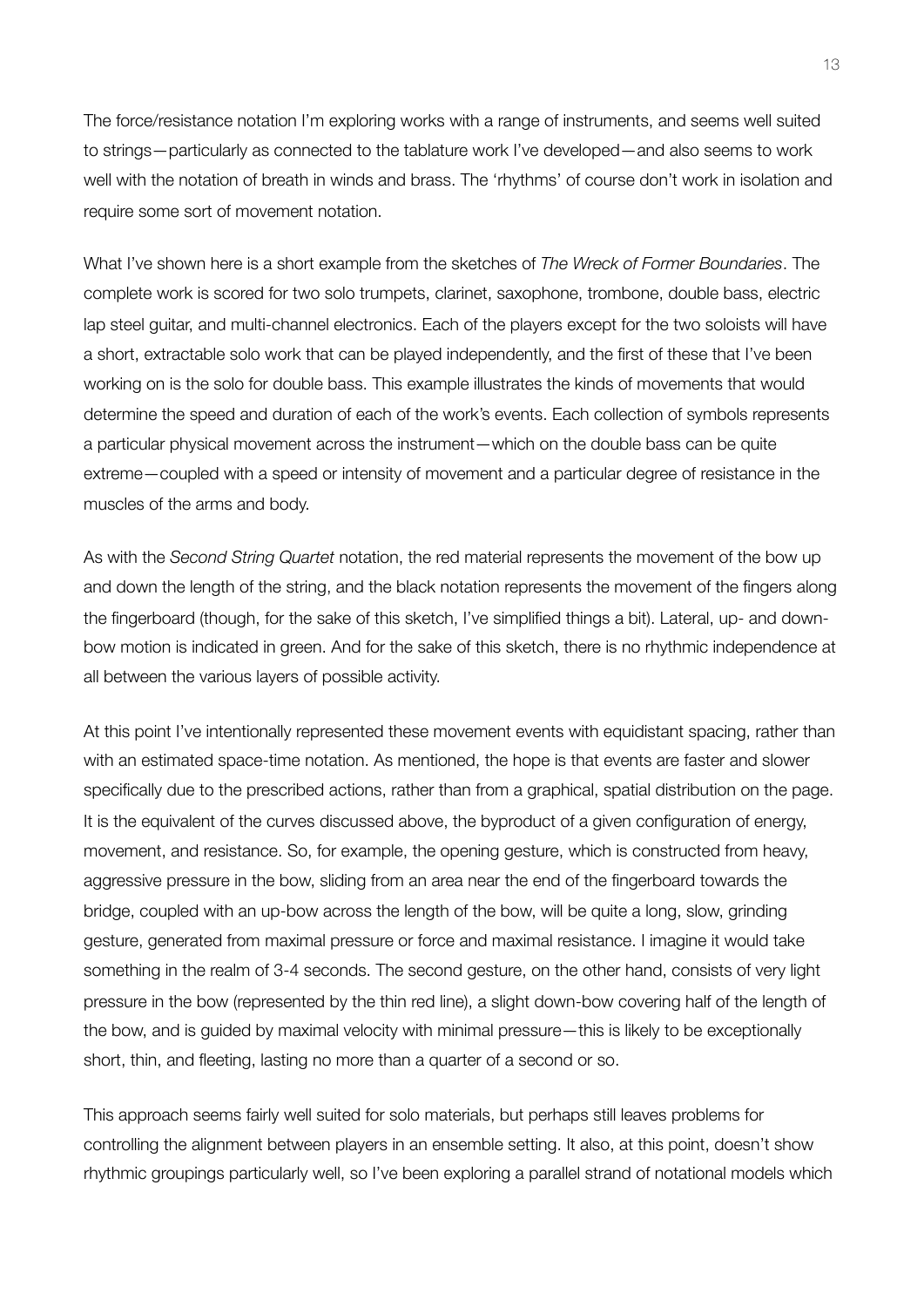The force/resistance notation I'm exploring works with a range of instruments, and seems well suited to strings—particularly as connected to the tablature work I've developed—and also seems to work well with the notation of breath in winds and brass. The 'rhythms' of course don't work in isolation and require some sort of movement notation.

What I've shown here is a short example from the sketches of *The Wreck of Former Boundaries*. The complete work is scored for two solo trumpets, clarinet, saxophone, trombone, double bass, electric lap steel guitar, and multi-channel electronics. Each of the players except for the two soloists will have a short, extractable solo work that can be played independently, and the first of these that I've been working on is the solo for double bass. This example illustrates the kinds of movements that would determine the speed and duration of each of the work's events. Each collection of symbols represents a particular physical movement across the instrument—which on the double bass can be quite extreme—coupled with a speed or intensity of movement and a particular degree of resistance in the muscles of the arms and body.

As with the *Second String Quartet* notation, the red material represents the movement of the bow up and down the length of the string, and the black notation represents the movement of the fingers along the fingerboard (though, for the sake of this sketch, I've simplified things a bit). Lateral, up- and down-bow motion is indicated in green. And for the sake of this sketch, there is no rhythmic independence at all between the various layers of possible activity.

At this point I've intentionally represented these movement events with equidistant spacing, rather than with an estimated space-time notation. As mentioned, the hope is that events are faster and slower specifically due to the prescribed actions, rather than from a graphical, spatial distribution on the page. It is the equivalent of the curves discussed above, the byproduct of a given configuration of energy, movement, and resistance. So, for example, the opening gesture, which is constructed from heavy, aggressive pressure in the bow, sliding from an area near the end of the fingerboard towards the bridge, coupled with an up-bow across the length of the bow, will be quite a long, slow, grinding gesture, generated from maximal pressure or force and maximal resistance. I imagine it would take something in the realm of 3-4 seconds. The second gesture, on the other hand, consists of very light pressure in the bow (represented by the thin red line), a slight down-bow covering half of the length of the bow, and is guided by maximal velocity with minimal pressure—this is likely to be exceptionally short, thin, and fleeting, lasting no more than a quarter of a second or so.

This approach seems fairly well suited for solo materials, but perhaps still leaves problems for controlling the alignment between players in an ensemble setting. It also, at this point, doesn't show rhythmic groupings particularly well, so I've been exploring a parallel strand of notational models which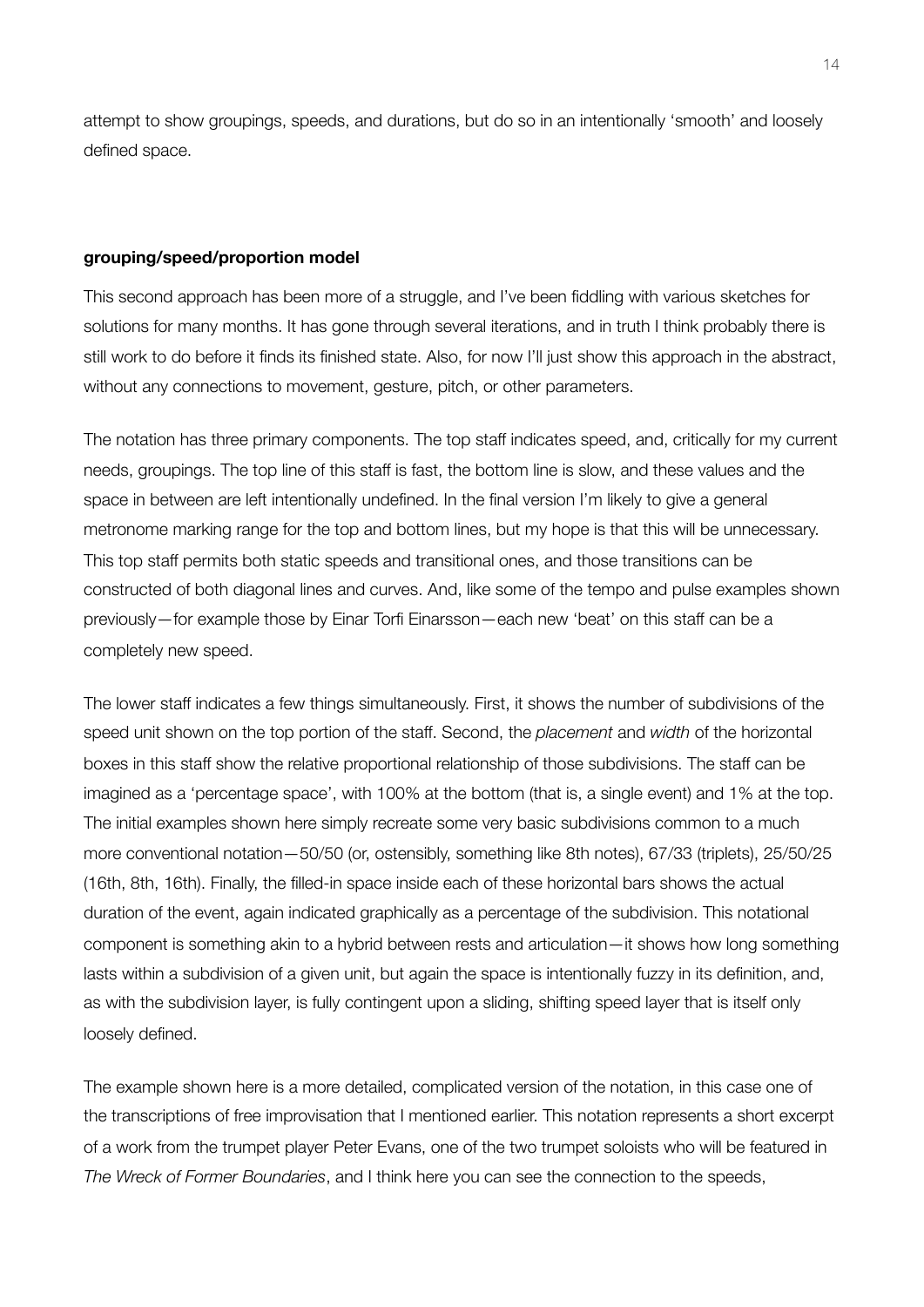attempt to show groupings, speeds, and durations, but do so in an intentionally 'smooth' and loosely defined space.

**grouping/speed/proportion model**

This second approach has been more of a struggle, and I've been fiddling with various sketches for solutions for many months. It has gone through several iterations, and in truth I think probably there is still work to do before it finds its finished state. Also, for now I'll just show this approach in the abstract, without any connections to movement, gesture, pitch, or other parameters.

The notation has three primary components. The top staff indicates speed, and, critically for my current needs, groupings. The top line of this staff is fast, the bottom line is slow, and these values and the space in between are left intentionally undefined. In the final version I'm likely to give a general metronome marking range for the top and bottom lines, but my hope is that this will be unnecessary. This top staff permits both static speeds and transitional ones, and those transitions can be constructed of both diagonal lines and curves. And, like some of the tempo and pulse examples shown previously—for example those by Einar Torfi Einarsson—each new 'beat' on this staff can be a completely new speed.

The lower staff indicates a few things simultaneously. First, it shows the number of subdivisions of the speed unit shown on the top portion of the staff. Second, the *placement* and *width* of the horizontal boxes in this staff show the relative proportional relationship of those subdivisions. The staff can be imagined as a 'percentage space', with 100% at the bottom (that is, a single event) and 1% at the top. The initial examples shown here simply recreate some very basic subdivisions common to a much more conventional notation—50/50 (or, ostensibly, something like 8th notes), 67/33 (triplets), 25/50/25 (16th, 8th, 16th). Finally, the filled-in space inside each of these horizontal bars shows the actual duration of the event, again indicated graphically as a percentage of the subdivision. This notational component is something akin to a hybrid between rests and articulation—it shows how long something lasts within a subdivision of a given unit, but again the space is intentionally fuzzy in its definition, and, as with the subdivision layer, is fully contingent upon a sliding, shifting speed layer that is itself only loosely defined.

The example shown here is a more detailed, complicated version of the notation, in this case one of the transcriptions of free improvisation that I mentioned earlier. This notation represents a short excerpt of a work from the trumpet player Peter Evans, one of the two trumpet soloists who will be featured in *The Wreck of Former Boundaries*, and I think here you can see the connection to the speeds,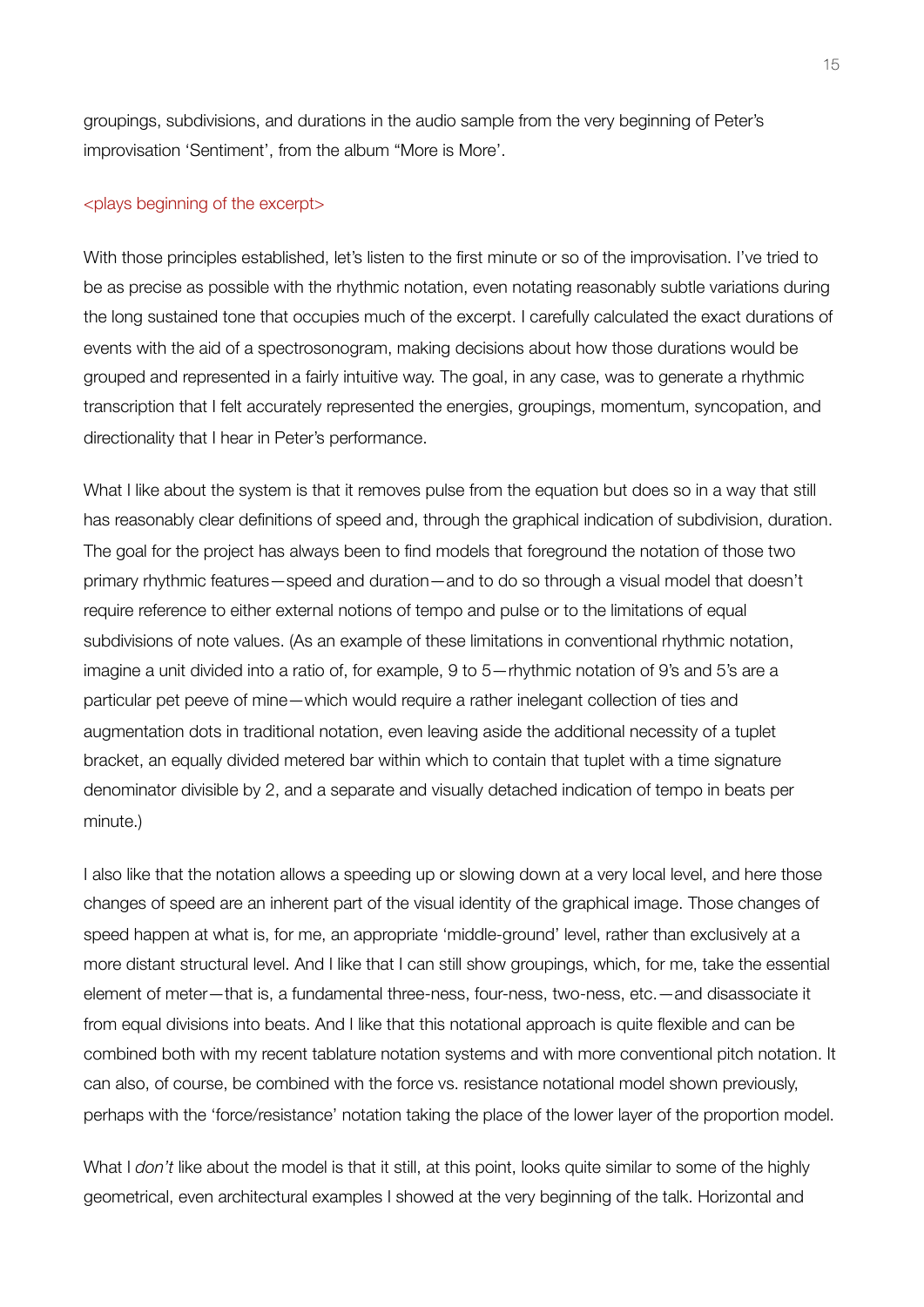groupings, subdivisions, and durations in the audio sample from the very beginning of Peter's improvisation 'Sentiment', from the album "More is More'.

<plays beginning of the excerpt>

With those principles established, let's listen to the first minute or so of the improvisation. I've tried to be as precise as possible with the rhythmic notation, even notating reasonably subtle variations during the long sustained tone that occupies much of the excerpt. I carefully calculated the exact durations of events with the aid of a spectrosonogram, making decisions about how those durations would be grouped and represented in a fairly intuitive way. The goal, in any case, was to generate a rhythmic transcription that I felt accurately represented the energies, groupings, momentum, syncopation, and directionality that I hear in Peter's performance.

What I like about the system is that it removes pulse from the equation but does so in a way that still has reasonably clear definitions of speed and, through the graphical indication of subdivision, duration. The goal for the project has always been to find models that foreground the notation of those two primary rhythmic features—speed and duration—and to do so through a visual model that doesn't require reference to either external notions of tempo and pulse or to the limitations of equal subdivisions of note values. (As an example of these limitations in conventional rhythmic notation, imagine a unit divided into a ratio of, for example, 9 to 5—rhythmic notation of 9's and 5's are a particular pet peeve of mine—which would require a rather inelegant collection of ties and augmentation dots in traditional notation, even leaving aside the additional necessity of a tuplet bracket, an equally divided metered bar within which to contain that tuplet with a time signature denominator divisible by 2, and a separate and visually detached indication of tempo in beats per minute.)

I also like that the notation allows a speeding up or slowing down at a very local level, and here those changes of speed are an inherent part of the visual identity of the graphical image. Those changes of speed happen at what is, for me, an appropriate 'middle-ground' level, rather than exclusively at a more distant structural level. And I like that I can still show groupings, which, for me, take the essential element of meter—that is, a fundamental three-ness, four-ness, two-ness, etc.—and disassociate it from equal divisions into beats. And I like that this notational approach is quite flexible and can be combined both with my recent tablature notation systems and with more conventional pitch notation. It can also, of course, be combined with the force vs. resistance notational model shown previously, perhaps with the 'force/resistance' notation taking the place of the lower layer of the proportion model.

What I *don't* like about the model is that it still, at this point, looks quite similar to some of the highly geometrical, even architectural examples I showed at the very beginning of the talk. Horizontal and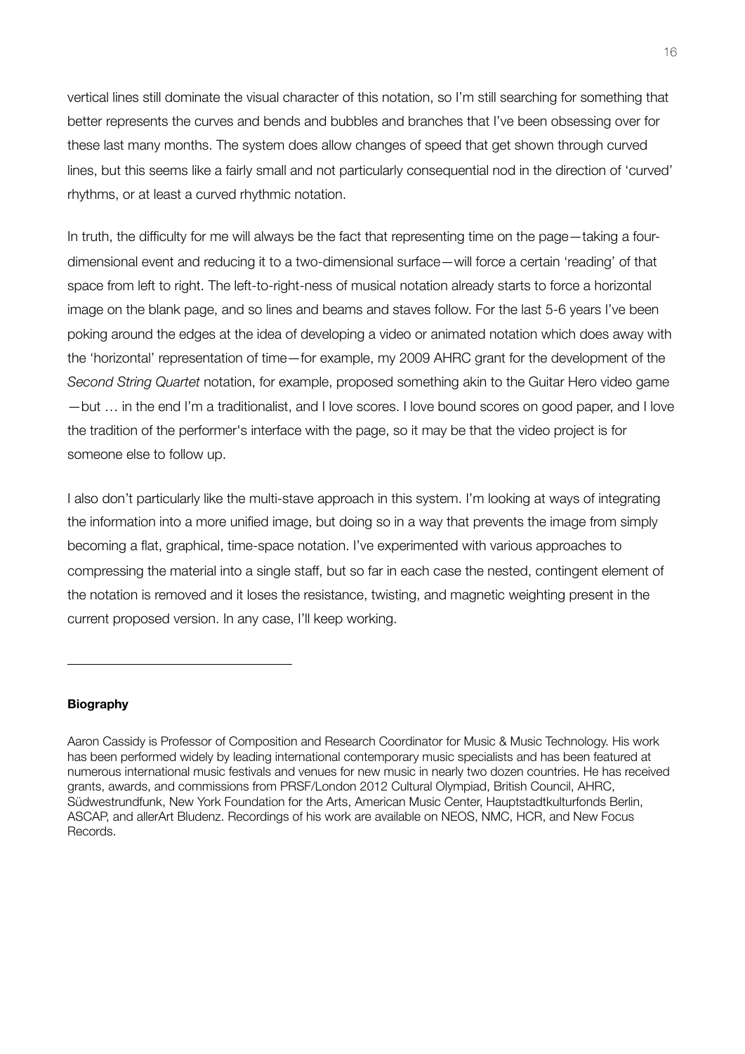vertical lines still dominate the visual character of this notation, so I'm still searching for something that better represents the curves and bends and bubbles and branches that I've been obsessing over for these last many months. The system does allow changes of speed that get shown through curved lines, but this seems like a fairly small and not particularly consequential nod in the direction of 'curved' rhythms, or at least a curved rhythmic notation.

In truth, the difficulty for me will always be the fact that representing time on the page—taking a four-dimensional event and reducing it to a two-dimensional surface—will force a certain 'reading' of that space from left to right. The left-to-right-ness of musical notation already starts to force a horizontal image on the blank page, and so lines and beams and staves follow. For the last 5-6 years I've been poking around the edges at the idea of developing a video or animated notation which does away with the 'horizontal' representation of time—for example, my 2009 AHRC grant for the development of the *Second String Quartet* notation, for example, proposed something akin to the Guitar Hero video game —but … in the end I'm a traditionalist, and I love scores. I love bound scores on good paper, and I love the tradition of the performer's interface with the page, so it may be that the video project is for someone else to follow up.

I also don't particularly like the multi-stave approach in this system. I'm looking at ways of integrating the information into a more unified image, but doing so in a way that prevents the image from simply becoming a flat, graphical, time-space notation. I've experimented with various approaches to compressing the material into a single staff, but so far in each case the nested, contingent element of the notation is removed and it loses the resistance, twisting, and magnetic weighting present in the current proposed version. In any case, I'll keep working.

---

**Biography**

Aaron Cassidy is Professor of Composition and Research Coordinator for Music & Music Technology. His work has been performed widely by leading international contemporary music specialists and has been featured at numerous international music festivals and venues for new music in nearly two dozen countries. He has received grants, awards, and commissions from PRSF/London 2012 Cultural Olympiad, British Council, AHRC, Südwestrundfunk, New York Foundation for the Arts, American Music Center, Hauptstadtkulturfonds Berlin, ASCAP, and allerArt Bludenz. Recordings of his work are available on NEOS, NMC, HCR, and New Focus Records.